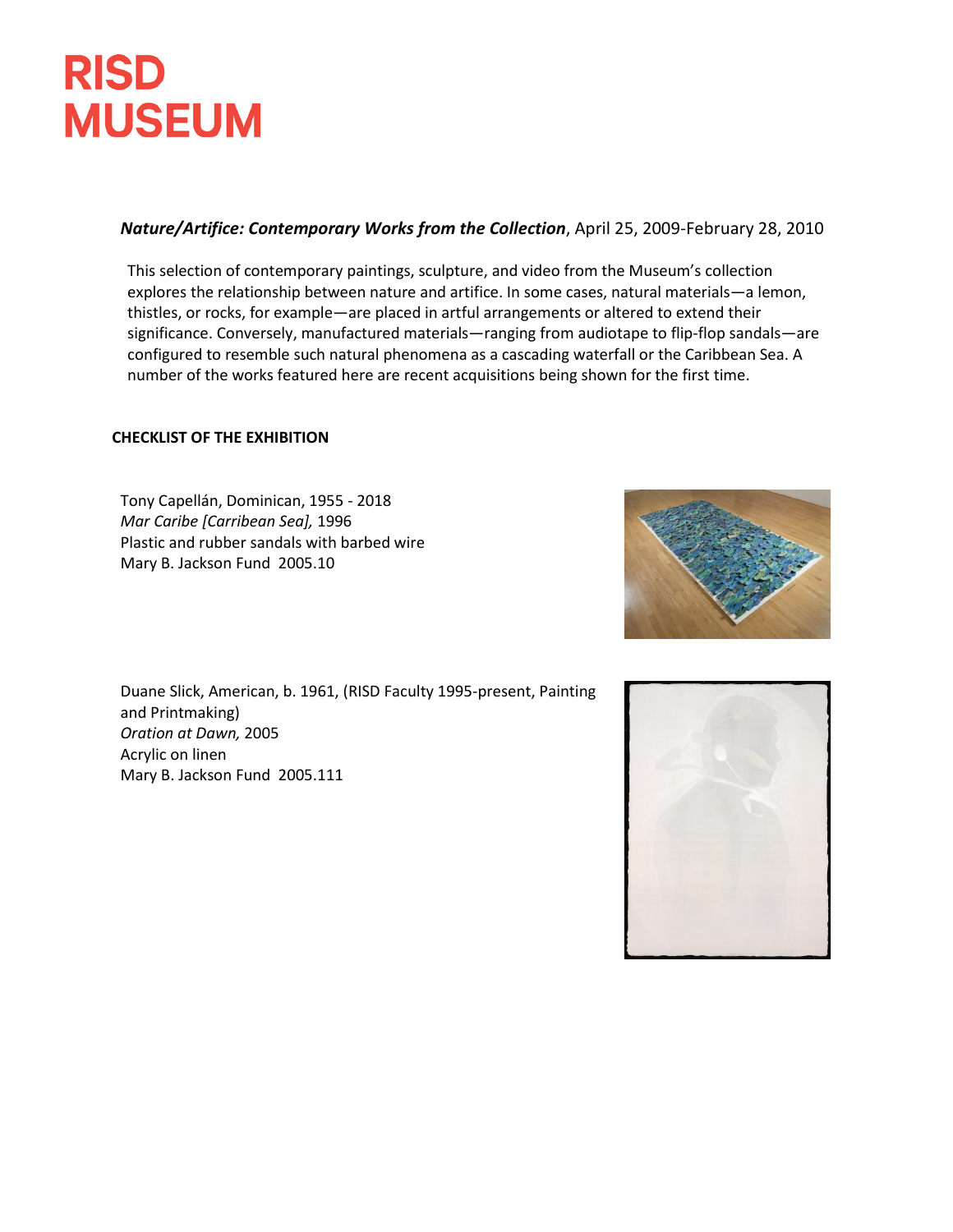# RISD MUSEUM

***Nature/Artifice: Contemporary Works from the Collection***, April 25, 2009-February 28, 2010

This selection of contemporary paintings, sculpture, and video from the Museum's collection explores the relationship between nature and artifice. In some cases, natural materials—a lemon, thistles, or rocks, for example—are placed in artful arrangements or altered to extend their significance. Conversely, manufactured materials—ranging from audiotape to flip-flop sandals—are configured to resemble such natural phenomena as a cascading waterfall or the Caribbean Sea. A number of the works featured here are recent acquisitions being shown for the first time.

**CHECKLIST OF THE EXHIBITION**

Tony Capellán, Dominican, 1955 - 2018
*Mar Caribe [Carribean Sea],* 1996
Plastic and rubber sandals with barbed wire
Mary B. Jackson Fund 2005.10

Duane Slick, American, b. 1961, (RISD Faculty 1995-present, Painting and Printmaking)
*Oration at Dawn,* 2005
Acrylic on linen
Mary B. Jackson Fund 2005.111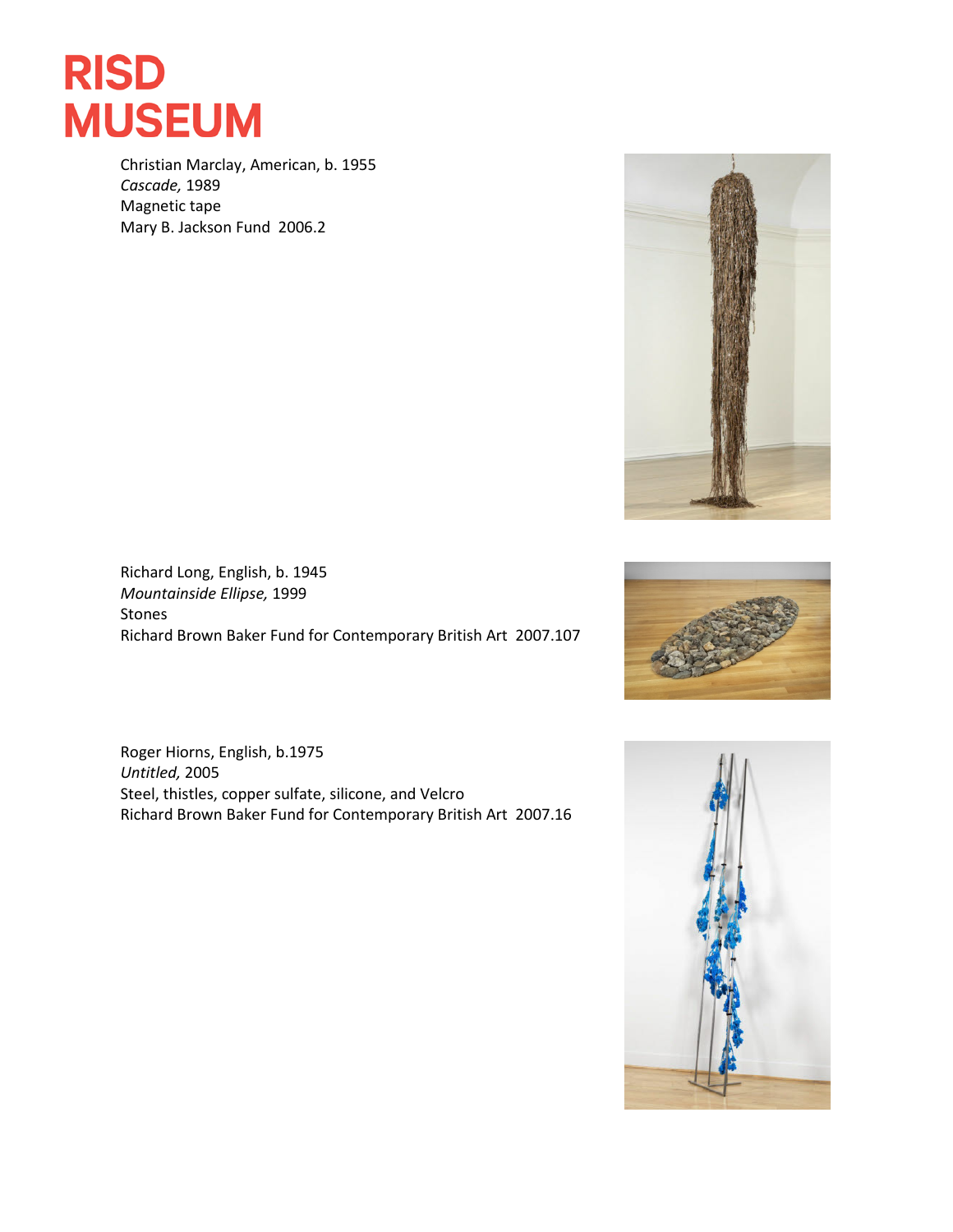# RISD MUSEUM

Christian Marclay, American, b. 1955
*Cascade,* 1989
Magnetic tape
Mary B. Jackson Fund 2006.2

Richard Long, English, b. 1945
*Mountainside Ellipse,* 1999
Stones
Richard Brown Baker Fund for Contemporary British Art 2007.107

Roger Hiorns, English, b.1975
*Untitled,* 2005
Steel, thistles, copper sulfate, silicone, and Velcro
Richard Brown Baker Fund for Contemporary British Art 2007.16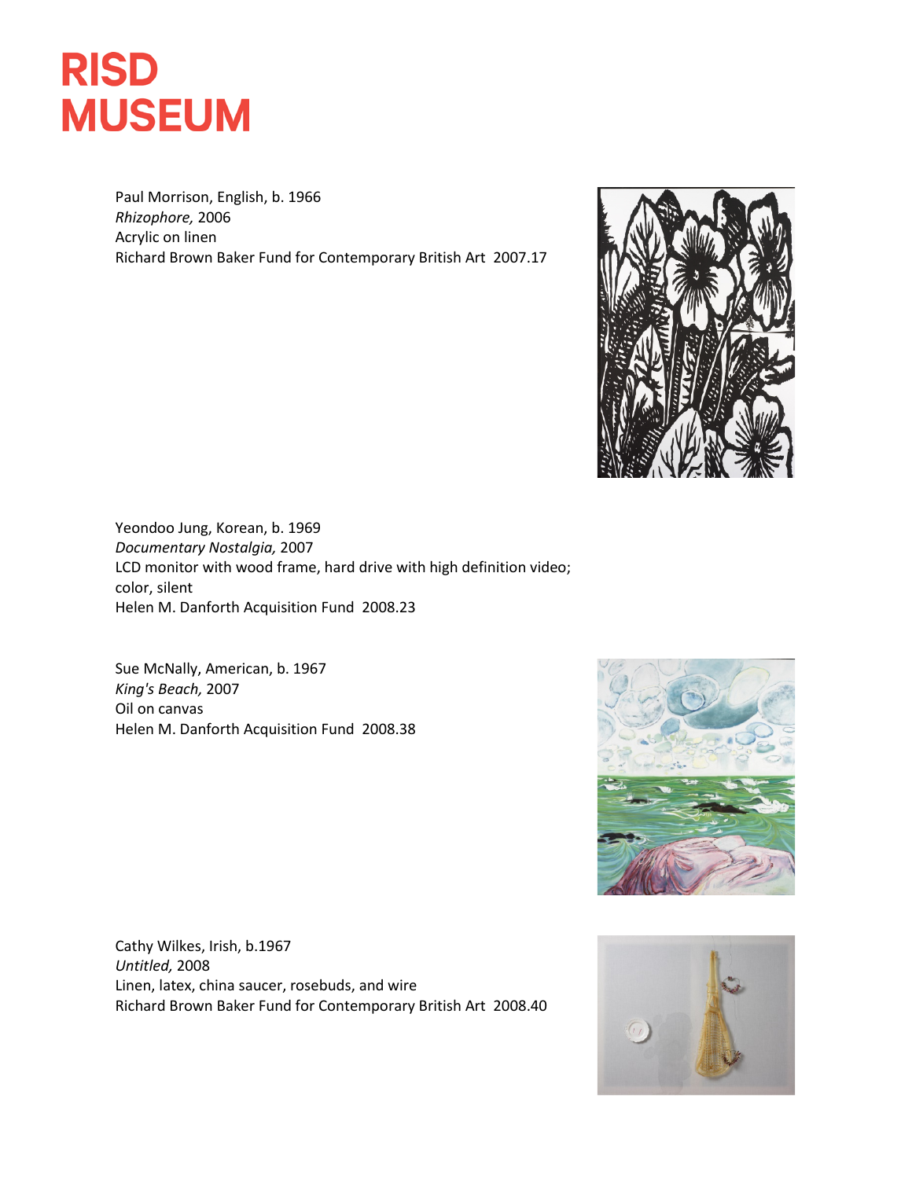Paul Morrison, English, b. 1966
*Rhizophore,* 2006
Acrylic on linen
Richard Brown Baker Fund for Contemporary British Art 2007.17

Yeondoo Jung, Korean, b. 1969
*Documentary Nostalgia,* 2007
LCD monitor with wood frame, hard drive with high definition video; color, silent
Helen M. Danforth Acquisition Fund 2008.23

Sue McNally, American, b. 1967
*King's Beach,* 2007
Oil on canvas
Helen M. Danforth Acquisition Fund 2008.38

Cathy Wilkes, Irish, b.1967
*Untitled,* 2008
Linen, latex, china saucer, rosebuds, and wire
Richard Brown Baker Fund for Contemporary British Art 2008.40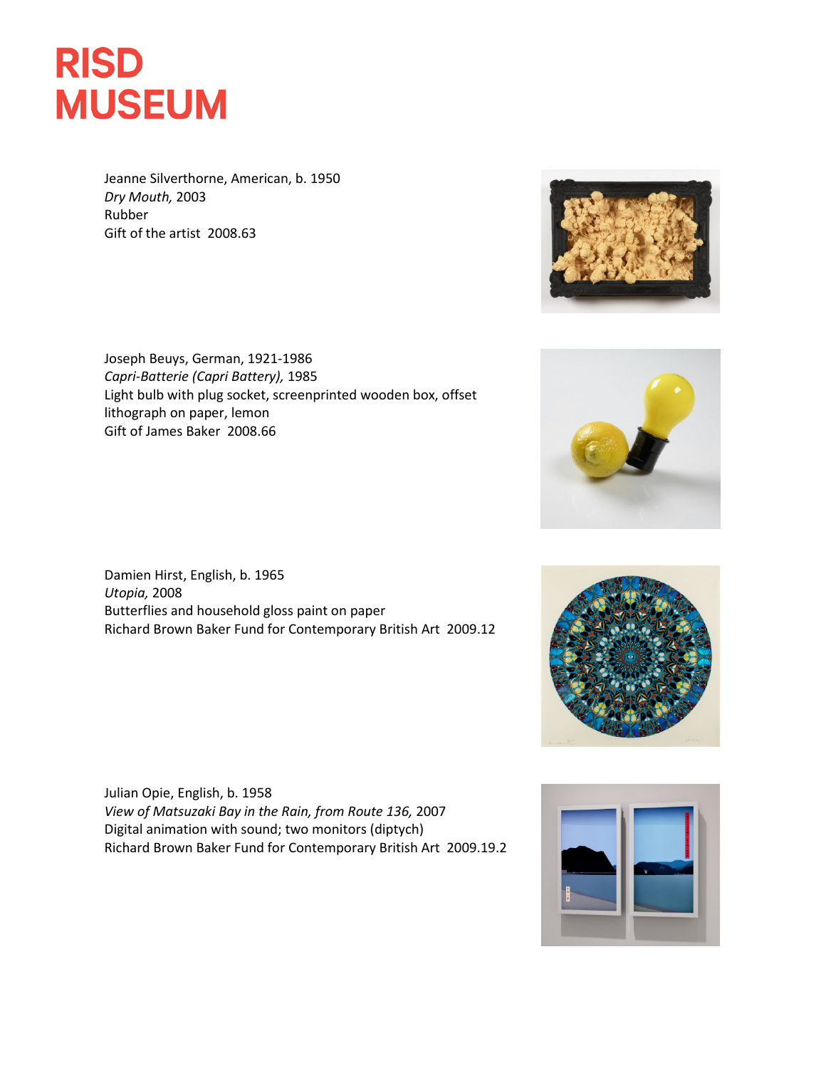Jeanne Silverthorne, American, b. 1950
*Dry Mouth,* 2003
Rubber
Gift of the artist  2008.63

Joseph Beuys, German, 1921-1986
*Capri-Batterie (Capri Battery),* 1985
Light bulb with plug socket, screenprinted wooden box, offset lithograph on paper, lemon
Gift of James Baker  2008.66

Damien Hirst, English, b. 1965
*Utopia,* 2008
Butterflies and household gloss paint on paper
Richard Brown Baker Fund for Contemporary British Art  2009.12

Julian Opie, English, b. 1958
*View of Matsuzaki Bay in the Rain, from Route 136,* 2007
Digital animation with sound; two monitors (diptych)
Richard Brown Baker Fund for Contemporary British Art  2009.19.2